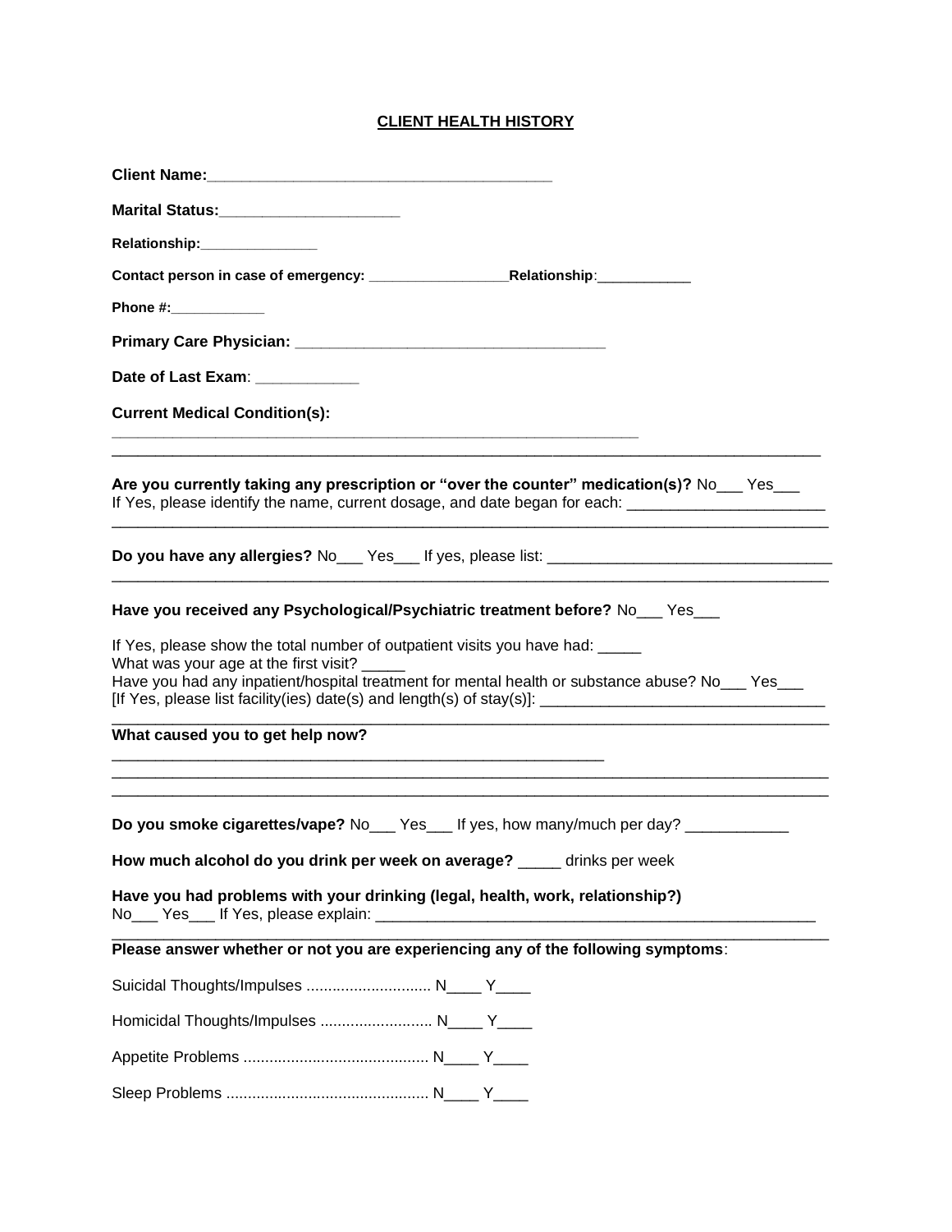# CLIENT HEALTH HISTORY

**Client Name:**_______________________________________

**Marital Status:**____________________

**Relationship:**______________

**Contact person in case of emergency:** _________________**Relationship**:___________

**Phone #:**___________

**Primary Care Physician:** ___________________________________

**Date of Last Exam**: ___________

**Current Medical Condition(s):**

____________________________________________________________
_________________________________________________________________________________

**Are you currently taking any prescription or "over the counter" medication(s)?** No___ Yes___
If Yes, please identify the name, current dosage, and date began for each: ______________________
_________________________________________________________________________________

**Do you have any allergies?** No___ Yes___ If yes, please list: ________________________________
_________________________________________________________________________________

**Have you received any Psychological/Psychiatric treatment before?** No___ Yes___

If Yes, please show the total number of outpatient visits you have had: _____
What was your age at the first visit? _____
Have you had any inpatient/hospital treatment for mental health or substance abuse? No___ Yes___
[If Yes, please list facility(ies) date(s) and length(s) of stay(s)]: ________________________________
_________________________________________________________________________________

**What caused you to get help now?**

________________________________________________________
_________________________________________________________________________________
_________________________________________________________________________________

**Do you smoke cigarettes/vape?** No___ Yes___ If yes, how many/much per day? ___________

**How much alcohol do you drink per week on average?** _____ drinks per week

**Have you had problems with your drinking (legal, health, work, relationship?)**
No___ Yes___ If Yes, please explain: __________________________________________________
_________________________________________________________________________________

**Please answer whether or not you are experiencing any of the following symptoms**:

Suicidal Thoughts/Impulses ............................ N____ Y____

Homicidal Thoughts/Impulses .......................... N____ Y____

Appetite Problems .......................................... N____ Y____

Sleep Problems .............................................. N____ Y____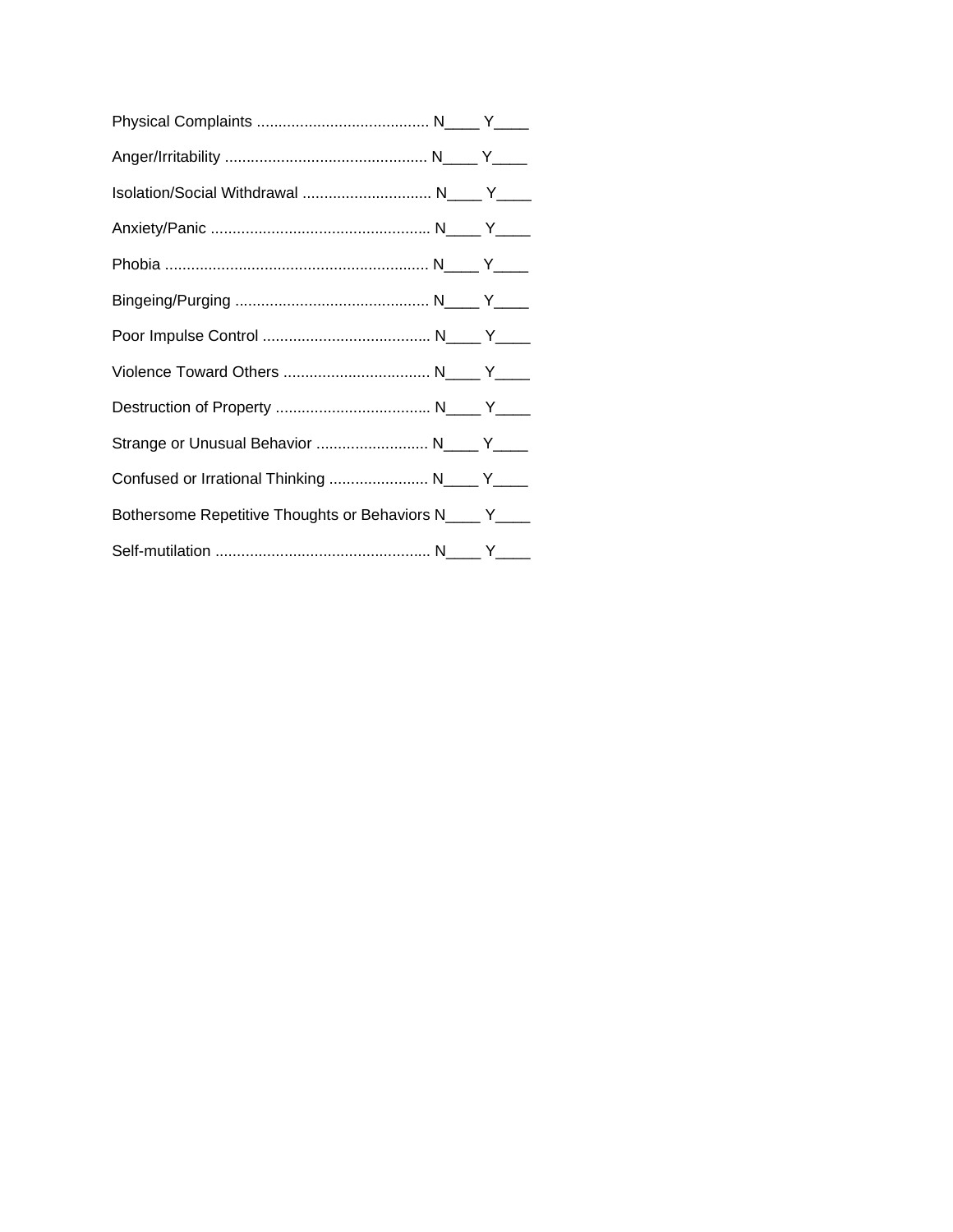Physical Complaints ........................................ N____ Y____

Anger/Irritability ............................................... N____ Y____

Isolation/Social Withdrawal .............................. N____ Y____

Anxiety/Panic ................................................... N____ Y____

Phobia ............................................................. N____ Y____

Bingeing/Purging ............................................. N____ Y____

Poor Impulse Control ....................................... N____ Y____

Violence Toward Others .................................. N____ Y____

Destruction of Property .................................... N____ Y____

Strange or Unusual Behavior .......................... N____ Y____

Confused or Irrational Thinking ....................... N____ Y____

Bothersome Repetitive Thoughts or Behaviors N____ Y____

Self-mutilation .................................................. N____ Y____